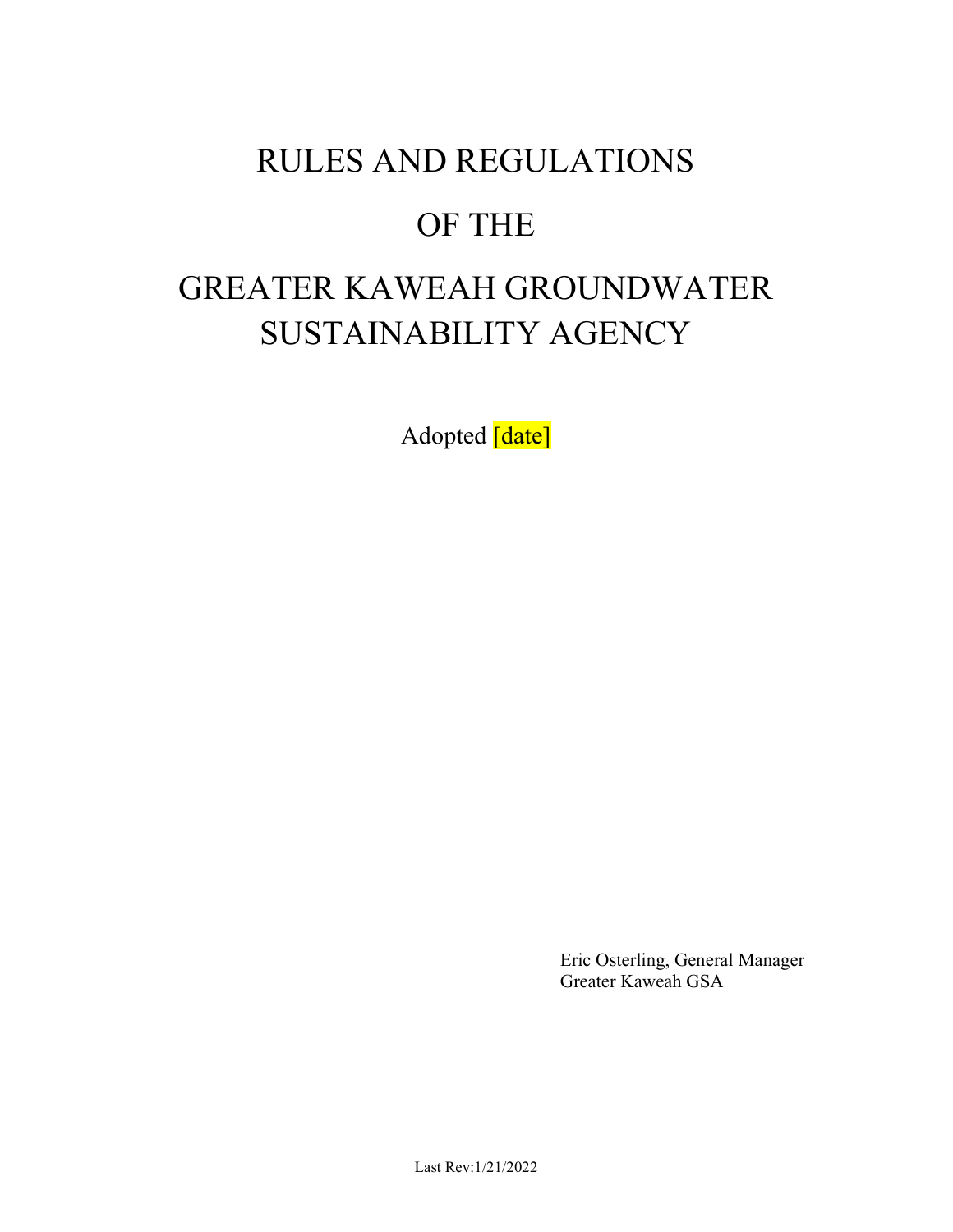# RULES AND REGULATIONS

# OF THE

# GREATER KAWEAH GROUNDWATER SUSTAINABILITY AGENCY

Adopted [date]

Eric Osterling, General Manager
Greater Kaweah GSA

Last Rev:1/21/2022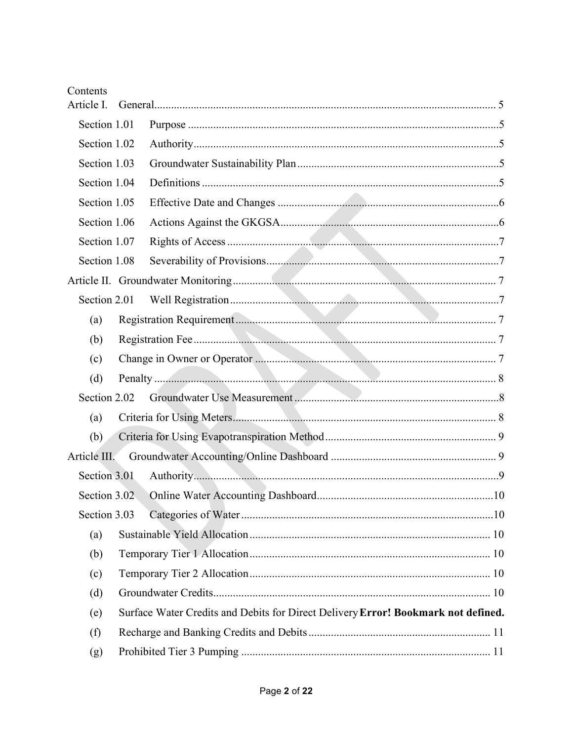Contents

Article I. General................................................................................................................ 5

Section 1.01 Purpose .............................................................................................5

Section 1.02 Authority............................................................................................5

Section 1.03 Groundwater Sustainability Plan........................................................5

Section 1.04 Definitions .........................................................................................5

Section 1.05 Effective Date and Changes ...............................................................6

Section 1.06 Actions Against the GKGSA..............................................................6

Section 1.07 Rights of Access ................................................................................7

Section 1.08 Severability of Provisions...................................................................7

Article II. Groundwater Monitoring.............................................................................. 7

Section 2.01 Well Registration................................................................................7

(a) Registration Requirement.............................................................................. 7

(b) Registration Fee............................................................................................ 7

(c) Change in Owner or Operator ...................................................................... 7

(d) Penalty ......................................................................................................... 8

Section 2.02 Groundwater Use Measurement .........................................................8

(a) Criteria for Using Meters.............................................................................. 8

(b) Criteria for Using Evapotranspiration Method ............................................. 9

Article III. Groundwater Accounting/Online Dashboard ........................................... 9

Section 3.01 Authority............................................................................................9

Section 3.02 Online Water Accounting Dashboard...............................................10

Section 3.03 Categories of Water ..........................................................................10

(a) Sustainable Yield Allocation...................................................................... 10

(b) Temporary Tier 1 Allocation...................................................................... 10

(c) Temporary Tier 2 Allocation...................................................................... 10

(d) Groundwater Credits................................................................................... 10

(e) Surface Water Credits and Debits for Direct Delivery **Error! Bookmark not defined.**

(f) Recharge and Banking Credits and Debits................................................. 11

(g) Prohibited Tier 3 Pumping ......................................................................... 11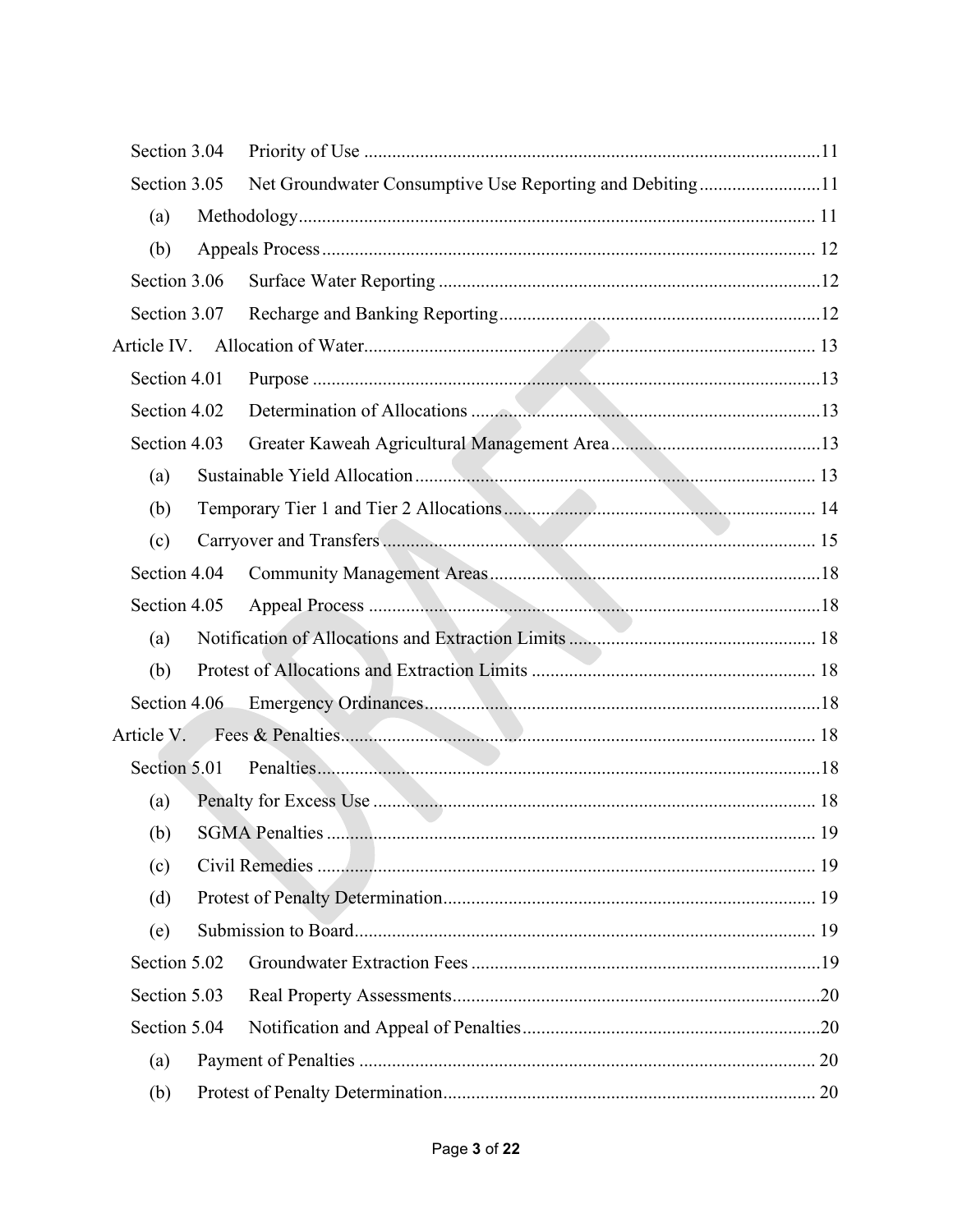Section 3.04 Priority of Use ....................................................................................................11

Section 3.05 Net Groundwater Consumptive Use Reporting and Debiting ..........................11

(a) Methodology .............................................................................................................. 11

(b) Appeals Process ......................................................................................................... 12

Section 3.06 Surface Water Reporting ..................................................................................12

Section 3.07 Recharge and Banking Reporting .....................................................................12

Article IV. Allocation of Water ................................................................................................. 13

Section 4.01 Purpose ..............................................................................................................13

Section 4.02 Determination of Allocations ...........................................................................13

Section 4.03 Greater Kaweah Agricultural Management Area .............................................13

(a) Sustainable Yield Allocation ..................................................................................... 13

(b) Temporary Tier 1 and Tier 2 Allocations .................................................................. 14

(c) Carryover and Transfers ............................................................................................ 15

Section 4.04 Community Management Areas .......................................................................18

Section 4.05 Appeal Process ..................................................................................................18

(a) Notification of Allocations and Extraction Limits .................................................... 18

(b) Protest of Allocations and Extraction Limits ............................................................. 18

Section 4.06 Emergency Ordinances .....................................................................................18

Article V. Fees & Penalties ....................................................................................................... 18

Section 5.01 Penalties ............................................................................................................18

(a) Penalty for Excess Use ............................................................................................... 18

(b) SGMA Penalties ........................................................................................................ 19

(c) Civil Remedies .......................................................................................................... 19

(d) Protest of Penalty Determination ............................................................................... 19

(e) Submission to Board .................................................................................................. 19

Section 5.02 Groundwater Extraction Fees ...........................................................................19

Section 5.03 Real Property Assessments ...............................................................................20

Section 5.04 Notification and Appeal of Penalties ................................................................20

(a) Payment of Penalties .................................................................................................. 20

(b) Protest of Penalty Determination ............................................................................... 20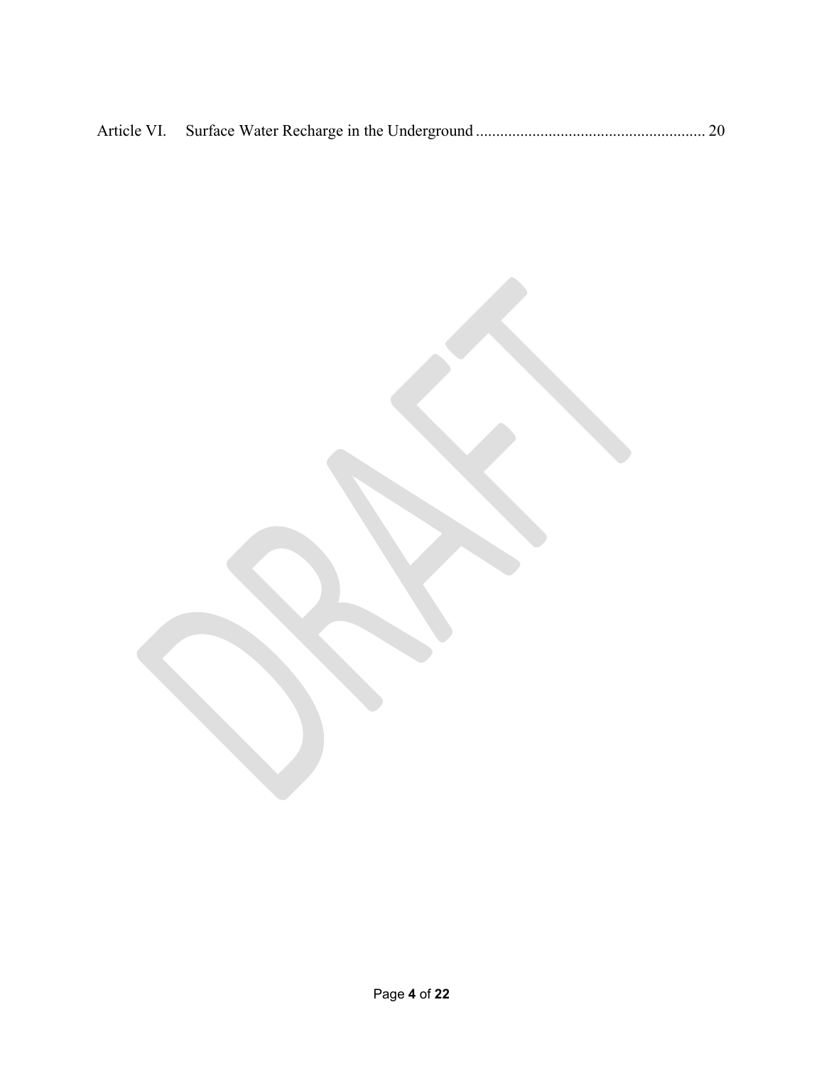Article VI. Surface Water Recharge in the Underground ........................................................ 20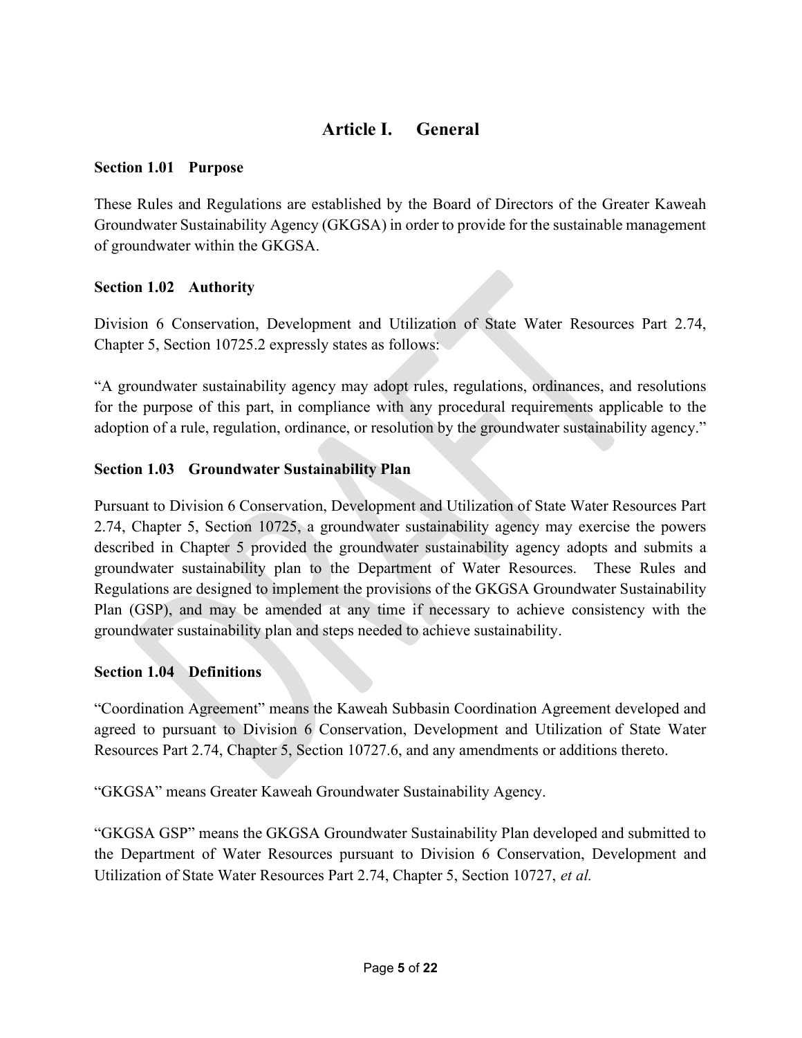# Article I. General

### Section 1.01 Purpose

These Rules and Regulations are established by the Board of Directors of the Greater Kaweah Groundwater Sustainability Agency (GKGSA) in order to provide for the sustainable management of groundwater within the GKGSA.

### Section 1.02 Authority

Division 6 Conservation, Development and Utilization of State Water Resources Part 2.74, Chapter 5, Section 10725.2 expressly states as follows:

"A groundwater sustainability agency may adopt rules, regulations, ordinances, and resolutions for the purpose of this part, in compliance with any procedural requirements applicable to the adoption of a rule, regulation, ordinance, or resolution by the groundwater sustainability agency."

### Section 1.03 Groundwater Sustainability Plan

Pursuant to Division 6 Conservation, Development and Utilization of State Water Resources Part 2.74, Chapter 5, Section 10725, a groundwater sustainability agency may exercise the powers described in Chapter 5 provided the groundwater sustainability agency adopts and submits a groundwater sustainability plan to the Department of Water Resources. These Rules and Regulations are designed to implement the provisions of the GKGSA Groundwater Sustainability Plan (GSP), and may be amended at any time if necessary to achieve consistency with the groundwater sustainability plan and steps needed to achieve sustainability.

### Section 1.04 Definitions

"Coordination Agreement" means the Kaweah Subbasin Coordination Agreement developed and agreed to pursuant to Division 6 Conservation, Development and Utilization of State Water Resources Part 2.74, Chapter 5, Section 10727.6, and any amendments or additions thereto.

"GKGSA" means Greater Kaweah Groundwater Sustainability Agency.

"GKGSA GSP" means the GKGSA Groundwater Sustainability Plan developed and submitted to the Department of Water Resources pursuant to Division 6 Conservation, Development and Utilization of State Water Resources Part 2.74, Chapter 5, Section 10727, *et al.*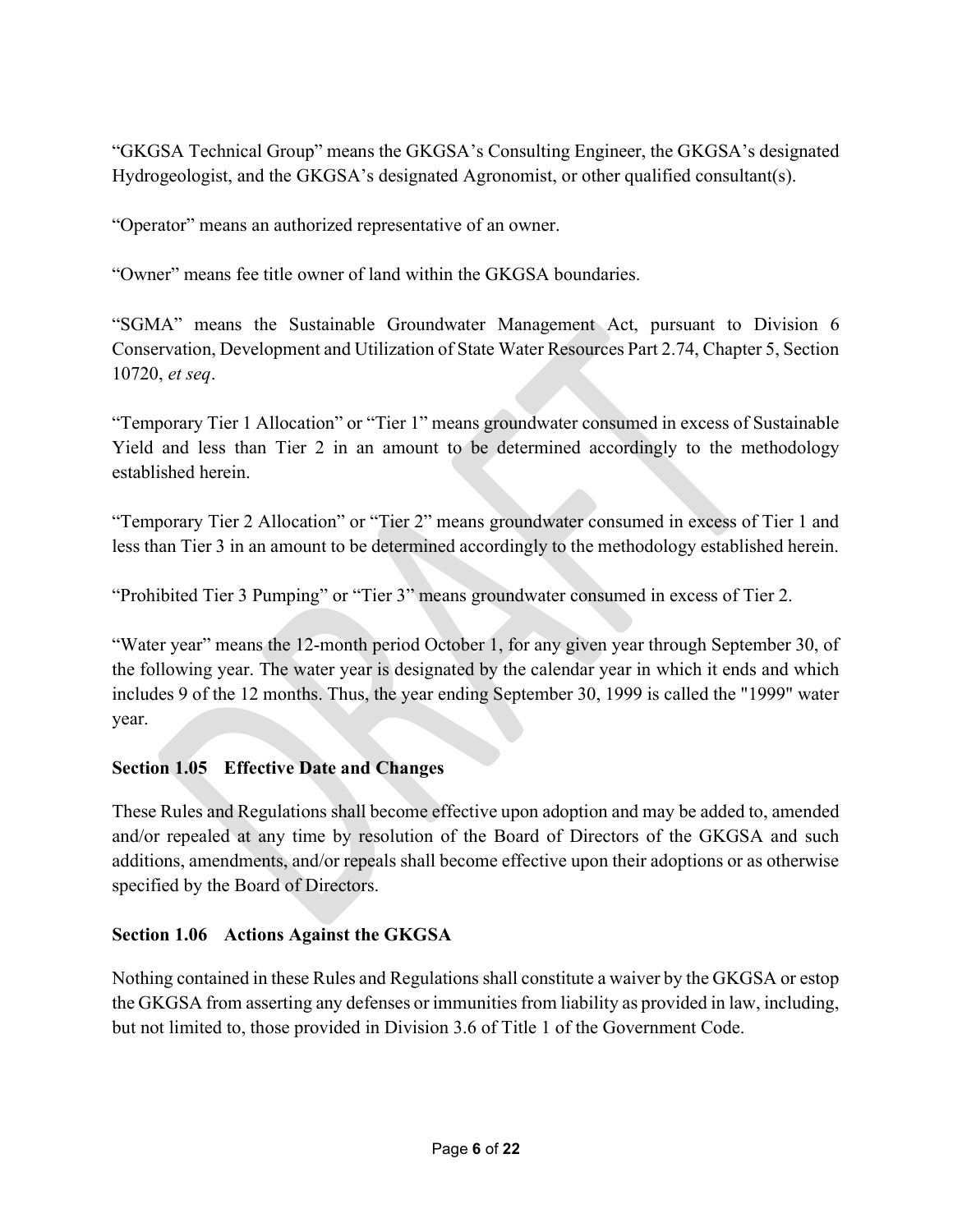“GKGSA Technical Group” means the GKGSA’s Consulting Engineer, the GKGSA’s designated Hydrogeologist, and the GKGSA’s designated Agronomist, or other qualified consultant(s).

“Operator” means an authorized representative of an owner.

“Owner” means fee title owner of land within the GKGSA boundaries.

“SGMA” means the Sustainable Groundwater Management Act, pursuant to Division 6 Conservation, Development and Utilization of State Water Resources Part 2.74, Chapter 5, Section 10720, *et seq*.

“Temporary Tier 1 Allocation” or “Tier 1” means groundwater consumed in excess of Sustainable Yield and less than Tier 2 in an amount to be determined accordingly to the methodology established herein.

“Temporary Tier 2 Allocation” or “Tier 2” means groundwater consumed in excess of Tier 1 and less than Tier 3 in an amount to be determined accordingly to the methodology established herein.

“Prohibited Tier 3 Pumping” or “Tier 3” means groundwater consumed in excess of Tier 2.

“Water year” means the 12-month period October 1, for any given year through September 30, of the following year. The water year is designated by the calendar year in which it ends and which includes 9 of the 12 months. Thus, the year ending September 30, 1999 is called the "1999" water year.

### Section 1.05 Effective Date and Changes

These Rules and Regulations shall become effective upon adoption and may be added to, amended and/or repealed at any time by resolution of the Board of Directors of the GKGSA and such additions, amendments, and/or repeals shall become effective upon their adoptions or as otherwise specified by the Board of Directors.

### Section 1.06 Actions Against the GKGSA

Nothing contained in these Rules and Regulations shall constitute a waiver by the GKGSA or estop the GKGSA from asserting any defenses or immunities from liability as provided in law, including, but not limited to, those provided in Division 3.6 of Title 1 of the Government Code.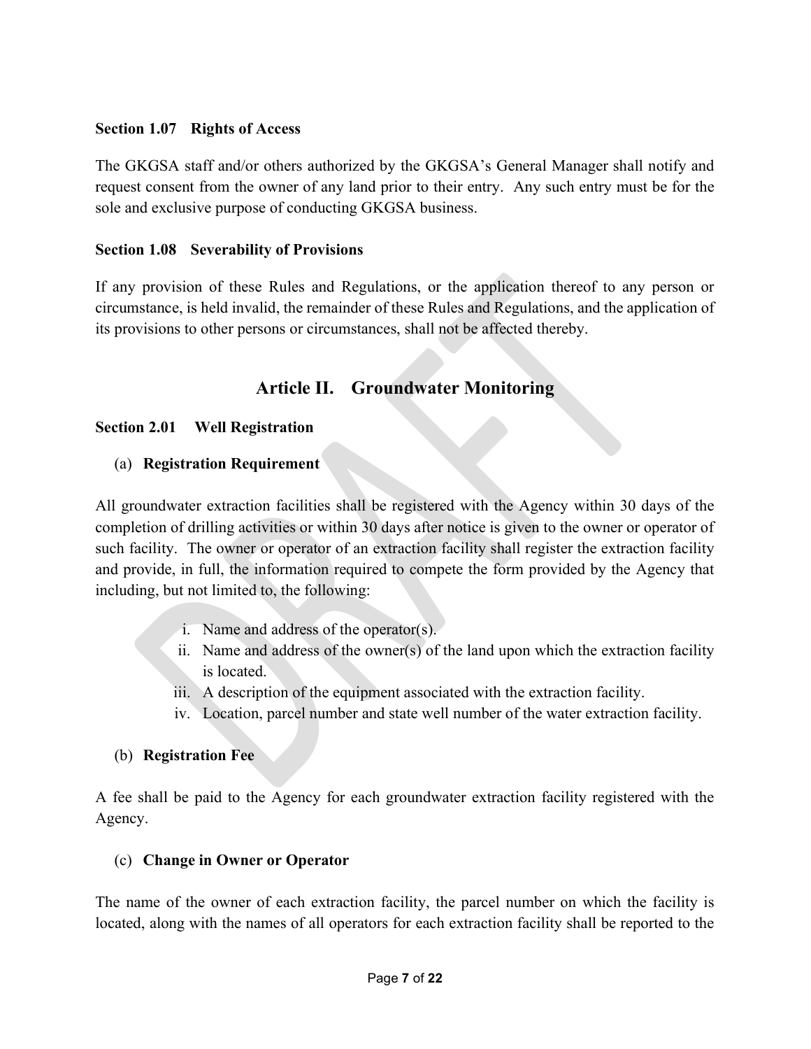### Section 1.07 Rights of Access

The GKGSA staff and/or others authorized by the GKGSA's General Manager shall notify and request consent from the owner of any land prior to their entry. Any such entry must be for the sole and exclusive purpose of conducting GKGSA business.

### Section 1.08 Severability of Provisions

If any provision of these Rules and Regulations, or the application thereof to any person or circumstance, is held invalid, the remainder of these Rules and Regulations, and the application of its provisions to other persons or circumstances, shall not be affected thereby.

## Article II. Groundwater Monitoring

### Section 2.01 Well Registration

(a) **Registration Requirement**

All groundwater extraction facilities shall be registered with the Agency within 30 days of the completion of drilling activities or within 30 days after notice is given to the owner or operator of such facility. The owner or operator of an extraction facility shall register the extraction facility and provide, in full, the information required to compete the form provided by the Agency that including, but not limited to, the following:

i. Name and address of the operator(s).
ii. Name and address of the owner(s) of the land upon which the extraction facility is located.
iii. A description of the equipment associated with the extraction facility.
iv. Location, parcel number and state well number of the water extraction facility.

(b) **Registration Fee**

A fee shall be paid to the Agency for each groundwater extraction facility registered with the Agency.

(c) **Change in Owner or Operator**

The name of the owner of each extraction facility, the parcel number on which the facility is located, along with the names of all operators for each extraction facility shall be reported to the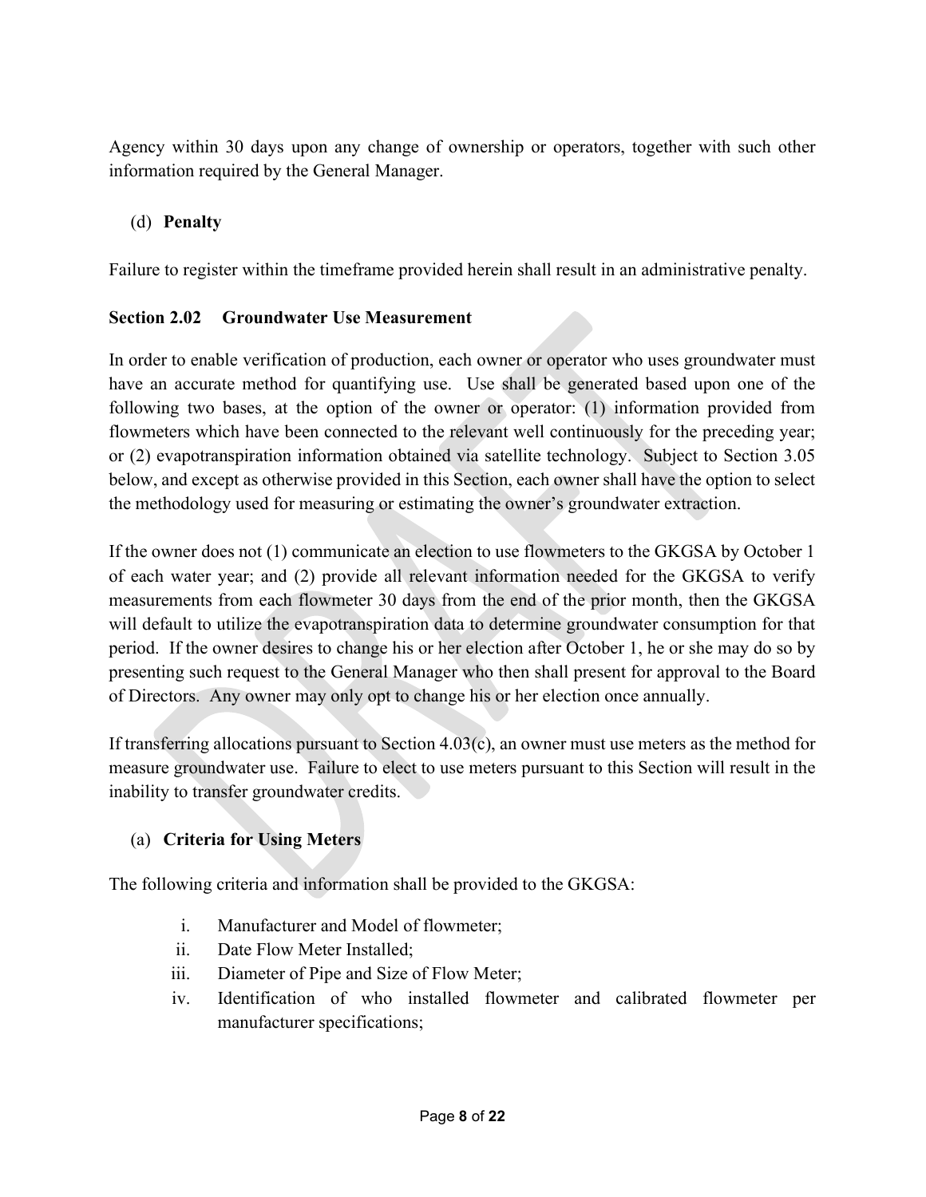Agency within 30 days upon any change of ownership or operators, together with such other information required by the General Manager.

(d) **Penalty**

Failure to register within the timeframe provided herein shall result in an administrative penalty.

**Section 2.02 Groundwater Use Measurement**

In order to enable verification of production, each owner or operator who uses groundwater must have an accurate method for quantifying use. Use shall be generated based upon one of the following two bases, at the option of the owner or operator: (1) information provided from flowmeters which have been connected to the relevant well continuously for the preceding year; or (2) evapotranspiration information obtained via satellite technology. Subject to Section 3.05 below, and except as otherwise provided in this Section, each owner shall have the option to select the methodology used for measuring or estimating the owner's groundwater extraction.

If the owner does not (1) communicate an election to use flowmeters to the GKGSA by October 1 of each water year; and (2) provide all relevant information needed for the GKGSA to verify measurements from each flowmeter 30 days from the end of the prior month, then the GKGSA will default to utilize the evapotranspiration data to determine groundwater consumption for that period. If the owner desires to change his or her election after October 1, he or she may do so by presenting such request to the General Manager who then shall present for approval to the Board of Directors. Any owner may only opt to change his or her election once annually.

If transferring allocations pursuant to Section 4.03(c), an owner must use meters as the method for measure groundwater use. Failure to elect to use meters pursuant to this Section will result in the inability to transfer groundwater credits.

(a) **Criteria for Using Meters**

The following criteria and information shall be provided to the GKGSA:

i. Manufacturer and Model of flowmeter;
ii. Date Flow Meter Installed;
iii. Diameter of Pipe and Size of Flow Meter;
iv. Identification of who installed flowmeter and calibrated flowmeter per manufacturer specifications;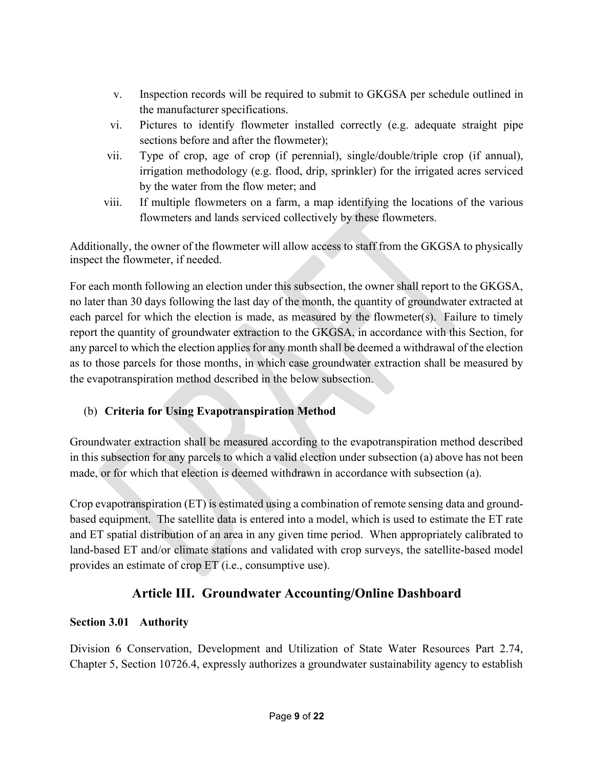v. Inspection records will be required to submit to GKGSA per schedule outlined in the manufacturer specifications.

vi. Pictures to identify flowmeter installed correctly (e.g. adequate straight pipe sections before and after the flowmeter);

vii. Type of crop, age of crop (if perennial), single/double/triple crop (if annual), irrigation methodology (e.g. flood, drip, sprinkler) for the irrigated acres serviced by the water from the flow meter; and

viii. If multiple flowmeters on a farm, a map identifying the locations of the various flowmeters and lands serviced collectively by these flowmeters.

Additionally, the owner of the flowmeter will allow access to staff from the GKGSA to physically inspect the flowmeter, if needed.

For each month following an election under this subsection, the owner shall report to the GKGSA, no later than 30 days following the last day of the month, the quantity of groundwater extracted at each parcel for which the election is made, as measured by the flowmeter(s). Failure to timely report the quantity of groundwater extraction to the GKGSA, in accordance with this Section, for any parcel to which the election applies for any month shall be deemed a withdrawal of the election as to those parcels for those months, in which case groundwater extraction shall be measured by the evapotranspiration method described in the below subsection.

(b) **Criteria for Using Evapotranspiration Method**

Groundwater extraction shall be measured according to the evapotranspiration method described in this subsection for any parcels to which a valid election under subsection (a) above has not been made, or for which that election is deemed withdrawn in accordance with subsection (a).

Crop evapotranspiration (ET) is estimated using a combination of remote sensing data and ground-based equipment. The satellite data is entered into a model, which is used to estimate the ET rate and ET spatial distribution of an area in any given time period. When appropriately calibrated to land-based ET and/or climate stations and validated with crop surveys, the satellite-based model provides an estimate of crop ET (i.e., consumptive use).

## Article III. Groundwater Accounting/Online Dashboard

**Section 3.01 Authority**

Division 6 Conservation, Development and Utilization of State Water Resources Part 2.74, Chapter 5, Section 10726.4, expressly authorizes a groundwater sustainability agency to establish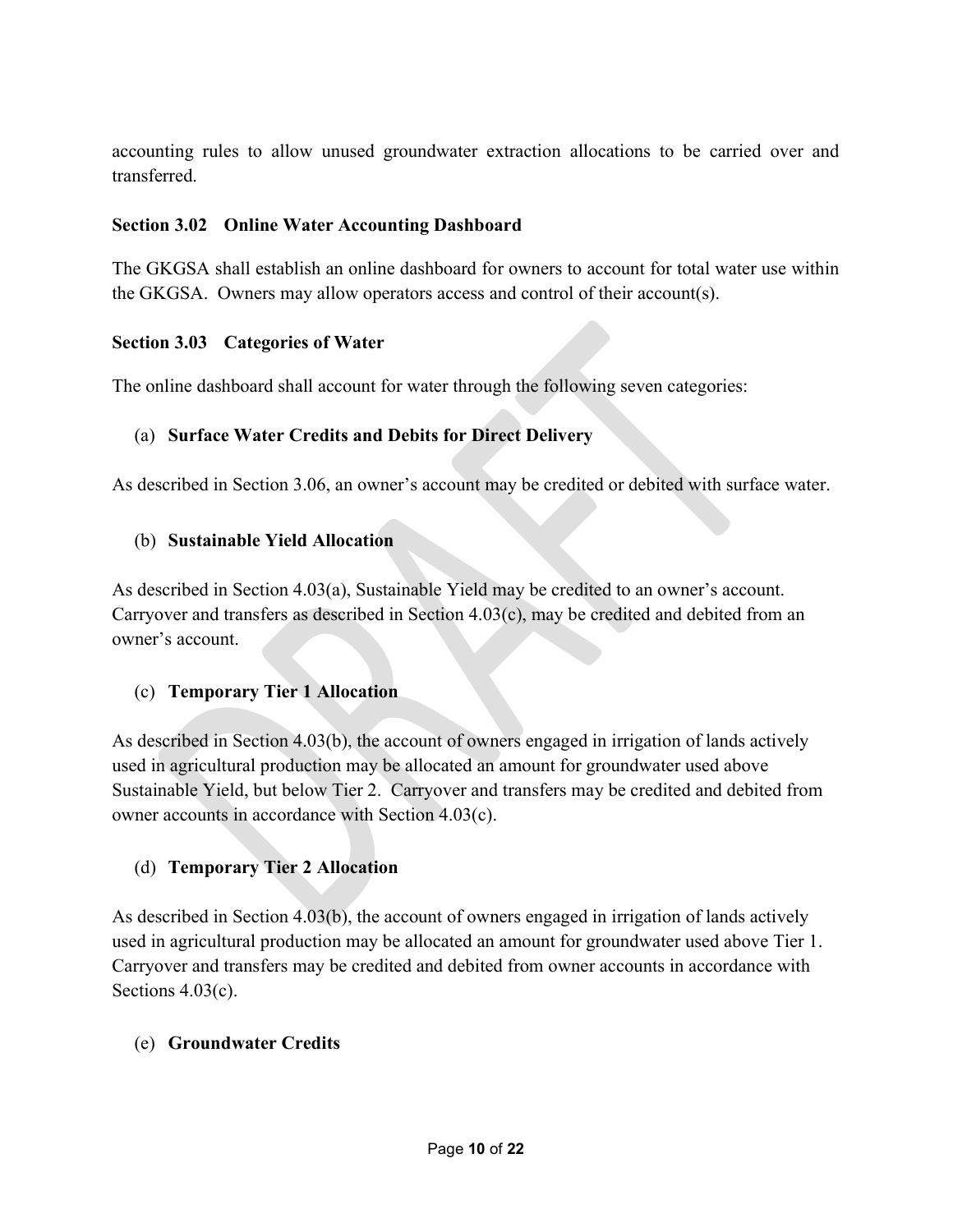accounting rules to allow unused groundwater extraction allocations to be carried over and transferred.

### Section 3.02 Online Water Accounting Dashboard

The GKGSA shall establish an online dashboard for owners to account for total water use within the GKGSA. Owners may allow operators access and control of their account(s).

### Section 3.03 Categories of Water

The online dashboard shall account for water through the following seven categories:

(a) **Surface Water Credits and Debits for Direct Delivery**

As described in Section 3.06, an owner's account may be credited or debited with surface water.

(b) **Sustainable Yield Allocation**

As described in Section 4.03(a), Sustainable Yield may be credited to an owner's account. Carryover and transfers as described in Section 4.03(c), may be credited and debited from an owner's account.

(c) **Temporary Tier 1 Allocation**

As described in Section 4.03(b), the account of owners engaged in irrigation of lands actively used in agricultural production may be allocated an amount for groundwater used above Sustainable Yield, but below Tier 2. Carryover and transfers may be credited and debited from owner accounts in accordance with Section 4.03(c).

(d) **Temporary Tier 2 Allocation**

As described in Section 4.03(b), the account of owners engaged in irrigation of lands actively used in agricultural production may be allocated an amount for groundwater used above Tier 1. Carryover and transfers may be credited and debited from owner accounts in accordance with Sections 4.03(c).

(e) **Groundwater Credits**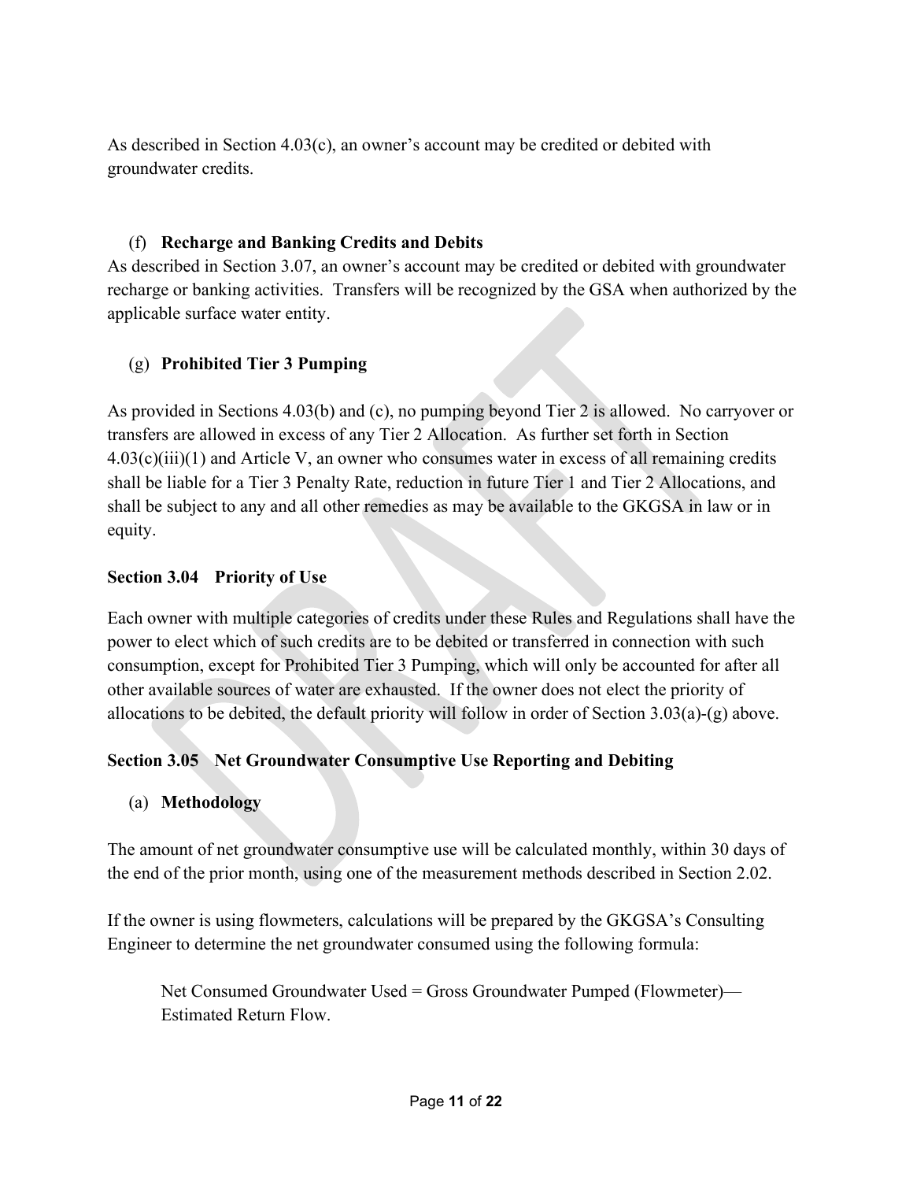As described in Section 4.03(c), an owner's account may be credited or debited with groundwater credits.

(f) **Recharge and Banking Credits and Debits**

As described in Section 3.07, an owner's account may be credited or debited with groundwater recharge or banking activities. Transfers will be recognized by the GSA when authorized by the applicable surface water entity.

(g) **Prohibited Tier 3 Pumping**

As provided in Sections 4.03(b) and (c), no pumping beyond Tier 2 is allowed. No carryover or transfers are allowed in excess of any Tier 2 Allocation. As further set forth in Section 4.03(c)(iii)(1) and Article V, an owner who consumes water in excess of all remaining credits shall be liable for a Tier 3 Penalty Rate, reduction in future Tier 1 and Tier 2 Allocations, and shall be subject to any and all other remedies as may be available to the GKGSA in law or in equity.

**Section 3.04 Priority of Use**

Each owner with multiple categories of credits under these Rules and Regulations shall have the power to elect which of such credits are to be debited or transferred in connection with such consumption, except for Prohibited Tier 3 Pumping, which will only be accounted for after all other available sources of water are exhausted. If the owner does not elect the priority of allocations to be debited, the default priority will follow in order of Section 3.03(a)-(g) above.

**Section 3.05 Net Groundwater Consumptive Use Reporting and Debiting**

(a) **Methodology**

The amount of net groundwater consumptive use will be calculated monthly, within 30 days of the end of the prior month, using one of the measurement methods described in Section 2.02.

If the owner is using flowmeters, calculations will be prepared by the GKGSA's Consulting Engineer to determine the net groundwater consumed using the following formula:

> Net Consumed Groundwater Used = Gross Groundwater Pumped (Flowmeter)—Estimated Return Flow.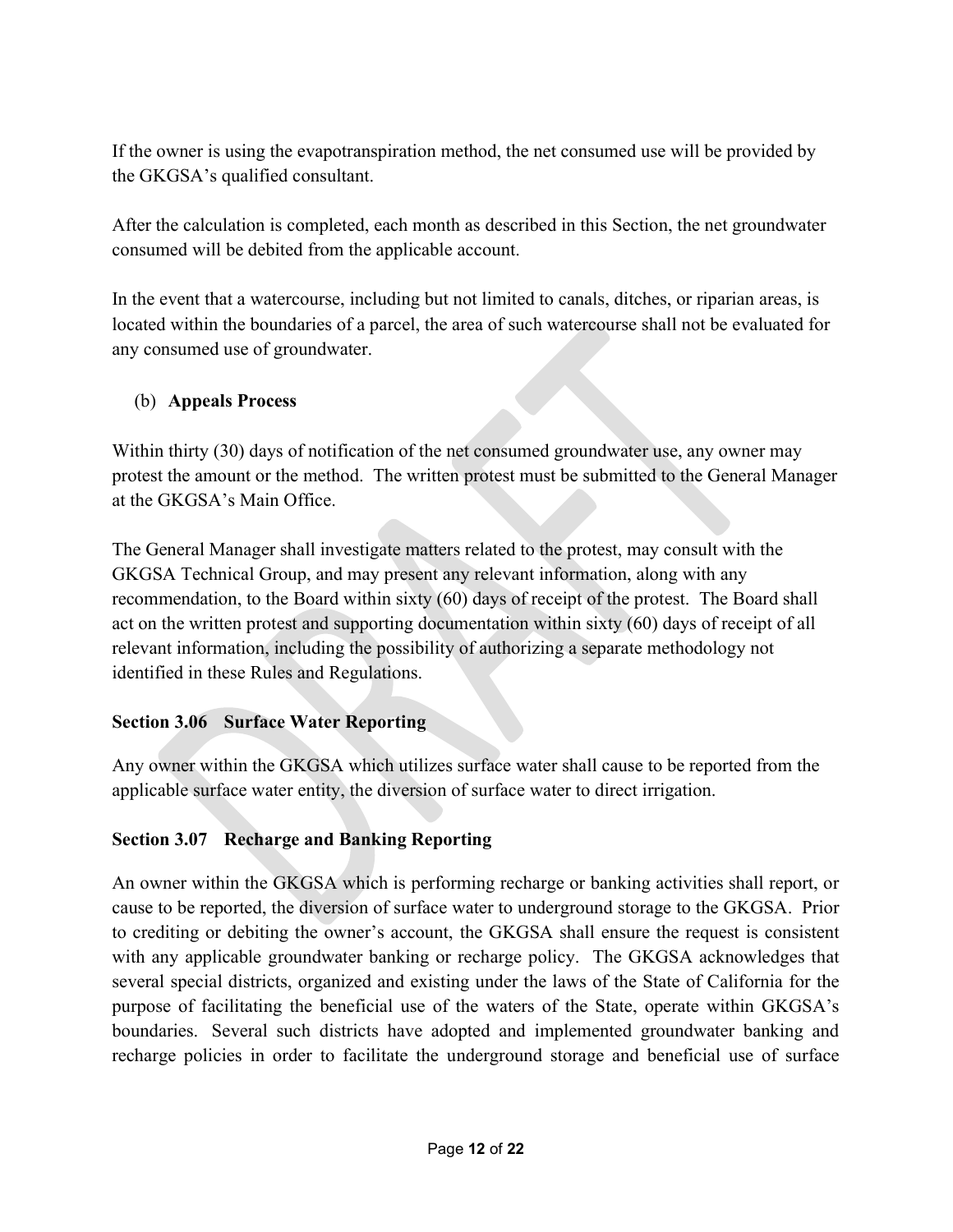If the owner is using the evapotranspiration method, the net consumed use will be provided by the GKGSA's qualified consultant.

After the calculation is completed, each month as described in this Section, the net groundwater consumed will be debited from the applicable account.

In the event that a watercourse, including but not limited to canals, ditches, or riparian areas, is located within the boundaries of a parcel, the area of such watercourse shall not be evaluated for any consumed use of groundwater.

(b) **Appeals Process**

Within thirty (30) days of notification of the net consumed groundwater use, any owner may protest the amount or the method. The written protest must be submitted to the General Manager at the GKGSA's Main Office.

The General Manager shall investigate matters related to the protest, may consult with the GKGSA Technical Group, and may present any relevant information, along with any recommendation, to the Board within sixty (60) days of receipt of the protest. The Board shall act on the written protest and supporting documentation within sixty (60) days of receipt of all relevant information, including the possibility of authorizing a separate methodology not identified in these Rules and Regulations.

### Section 3.06 Surface Water Reporting

Any owner within the GKGSA which utilizes surface water shall cause to be reported from the applicable surface water entity, the diversion of surface water to direct irrigation.

### Section 3.07 Recharge and Banking Reporting

An owner within the GKGSA which is performing recharge or banking activities shall report, or cause to be reported, the diversion of surface water to underground storage to the GKGSA. Prior to crediting or debiting the owner's account, the GKGSA shall ensure the request is consistent with any applicable groundwater banking or recharge policy. The GKGSA acknowledges that several special districts, organized and existing under the laws of the State of California for the purpose of facilitating the beneficial use of the waters of the State, operate within GKGSA's boundaries. Several such districts have adopted and implemented groundwater banking and recharge policies in order to facilitate the underground storage and beneficial use of surface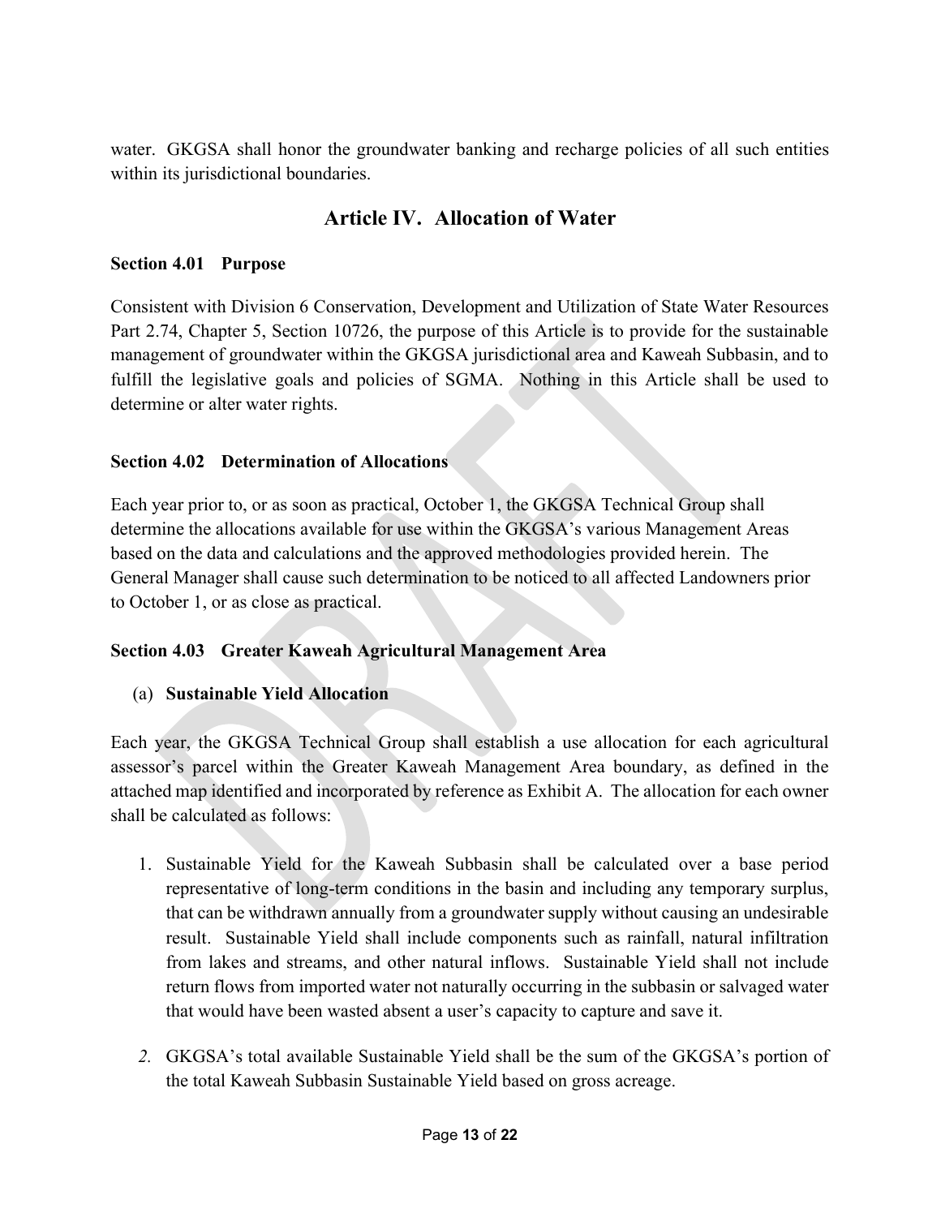water. GKGSA shall honor the groundwater banking and recharge policies of all such entities within its jurisdictional boundaries.

## Article IV. Allocation of Water

### Section 4.01 Purpose

Consistent with Division 6 Conservation, Development and Utilization of State Water Resources Part 2.74, Chapter 5, Section 10726, the purpose of this Article is to provide for the sustainable management of groundwater within the GKGSA jurisdictional area and Kaweah Subbasin, and to fulfill the legislative goals and policies of SGMA. Nothing in this Article shall be used to determine or alter water rights.

### Section 4.02 Determination of Allocations

Each year prior to, or as soon as practical, October 1, the GKGSA Technical Group shall determine the allocations available for use within the GKGSA's various Management Areas based on the data and calculations and the approved methodologies provided herein. The General Manager shall cause such determination to be noticed to all affected Landowners prior to October 1, or as close as practical.

### Section 4.03 Greater Kaweah Agricultural Management Area

(a) **Sustainable Yield Allocation**

Each year, the GKGSA Technical Group shall establish a use allocation for each agricultural assessor's parcel within the Greater Kaweah Management Area boundary, as defined in the attached map identified and incorporated by reference as Exhibit A. The allocation for each owner shall be calculated as follows:

1. Sustainable Yield for the Kaweah Subbasin shall be calculated over a base period representative of long-term conditions in the basin and including any temporary surplus, that can be withdrawn annually from a groundwater supply without causing an undesirable result. Sustainable Yield shall include components such as rainfall, natural infiltration from lakes and streams, and other natural inflows. Sustainable Yield shall not include return flows from imported water not naturally occurring in the subbasin or salvaged water that would have been wasted absent a user's capacity to capture and save it.

2. GKGSA's total available Sustainable Yield shall be the sum of the GKGSA's portion of the total Kaweah Subbasin Sustainable Yield based on gross acreage.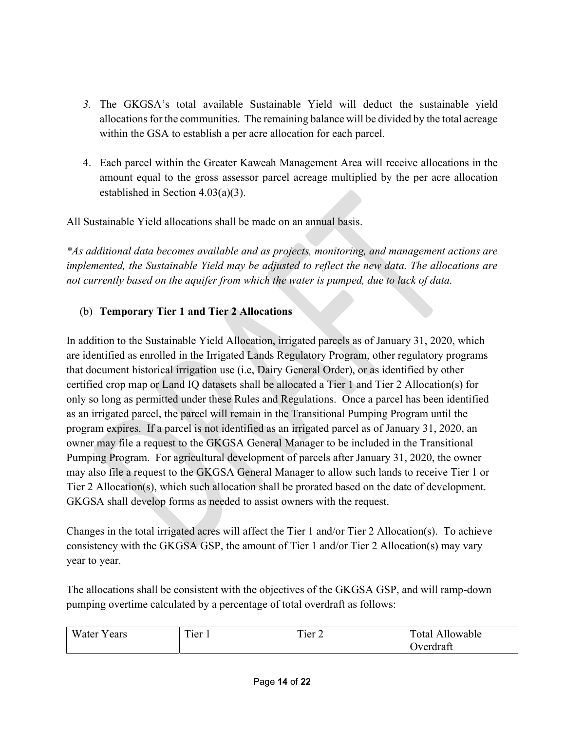3. The GKGSA's total available Sustainable Yield will deduct the sustainable yield allocations for the communities. The remaining balance will be divided by the total acreage within the GSA to establish a per acre allocation for each parcel.

4. Each parcel within the Greater Kaweah Management Area will receive allocations in the amount equal to the gross assessor parcel acreage multiplied by the per acre allocation established in Section 4.03(a)(3).

All Sustainable Yield allocations shall be made on an annual basis.

*\*As additional data becomes available and as projects, monitoring, and management actions are implemented, the Sustainable Yield may be adjusted to reflect the new data. The allocations are not currently based on the aquifer from which the water is pumped, due to lack of data.*

(b) **Temporary Tier 1 and Tier 2 Allocations**

In addition to the Sustainable Yield Allocation, irrigated parcels as of January 31, 2020, which are identified as enrolled in the Irrigated Lands Regulatory Program, other regulatory programs that document historical irrigation use (i.e, Dairy General Order), or as identified by other certified crop map or Land IQ datasets shall be allocated a Tier 1 and Tier 2 Allocation(s) for only so long as permitted under these Rules and Regulations. Once a parcel has been identified as an irrigated parcel, the parcel will remain in the Transitional Pumping Program until the program expires. If a parcel is not identified as an irrigated parcel as of January 31, 2020, an owner may file a request to the GKGSA General Manager to be included in the Transitional Pumping Program. For agricultural development of parcels after January 31, 2020, the owner may also file a request to the GKGSA General Manager to allow such lands to receive Tier 1 or Tier 2 Allocation(s), which such allocation shall be prorated based on the date of development. GKGSA shall develop forms as needed to assist owners with the request.

Changes in the total irrigated acres will affect the Tier 1 and/or Tier 2 Allocation(s). To achieve consistency with the GKGSA GSP, the amount of Tier 1 and/or Tier 2 Allocation(s) may vary year to year.

The allocations shall be consistent with the objectives of the GKGSA GSP, and will ramp-down pumping overtime calculated by a percentage of total overdraft as follows:

| Water Years | Tier 1 | Tier 2 | Total Allowable Overdraft |
|---|---|---|---|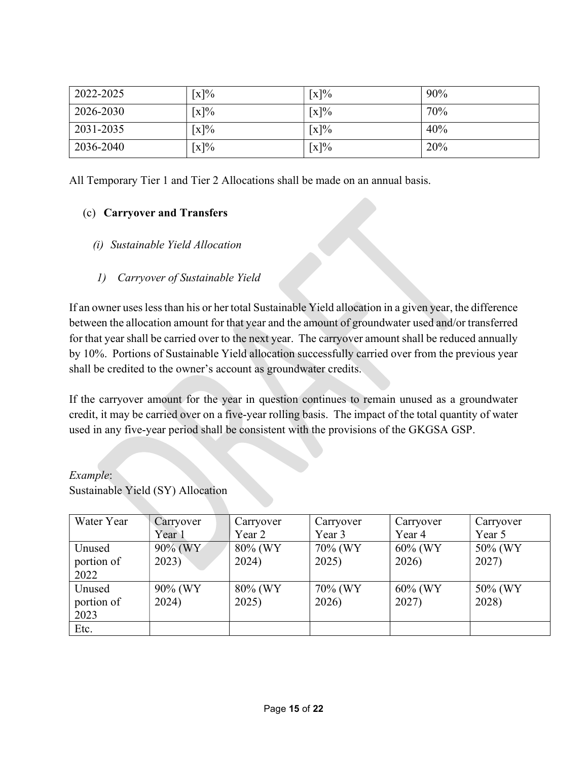| 2022-2025 | [x]% | [x]% | 90% |
|---|---|---|---|
| 2026-2030 | [x]% | [x]% | 70% |
| 2031-2035 | [x]% | [x]% | 40% |
| 2036-2040 | [x]% | [x]% | 20% |

All Temporary Tier 1 and Tier 2 Allocations shall be made on an annual basis.

(c) **Carryover and Transfers**

*(i) Sustainable Yield Allocation*

*1) Carryover of Sustainable Yield*

If an owner uses less than his or her total Sustainable Yield allocation in a given year, the difference between the allocation amount for that year and the amount of groundwater used and/or transferred for that year shall be carried over to the next year. The carryover amount shall be reduced annually by 10%. Portions of Sustainable Yield allocation successfully carried over from the previous year shall be credited to the owner's account as groundwater credits.

If the carryover amount for the year in question continues to remain unused as a groundwater credit, it may be carried over on a five-year rolling basis. The impact of the total quantity of water used in any five-year period shall be consistent with the provisions of the GKGSA GSP.

*Example*:
Sustainable Yield (SY) Allocation

| Water Year | Carryover Year 1 | Carryover Year 2 | Carryover Year 3 | Carryover Year 4 | Carryover Year 5 |
|---|---|---|---|---|---|
| Unused portion of 2022 | 90% (WY 2023) | 80% (WY 2024) | 70% (WY 2025) | 60% (WY 2026) | 50% (WY 2027) |
| Unused portion of 2023 | 90% (WY 2024) | 80% (WY 2025) | 70% (WY 2026) | 60% (WY 2027) | 50% (WY 2028) |
| Etc. | | | | | |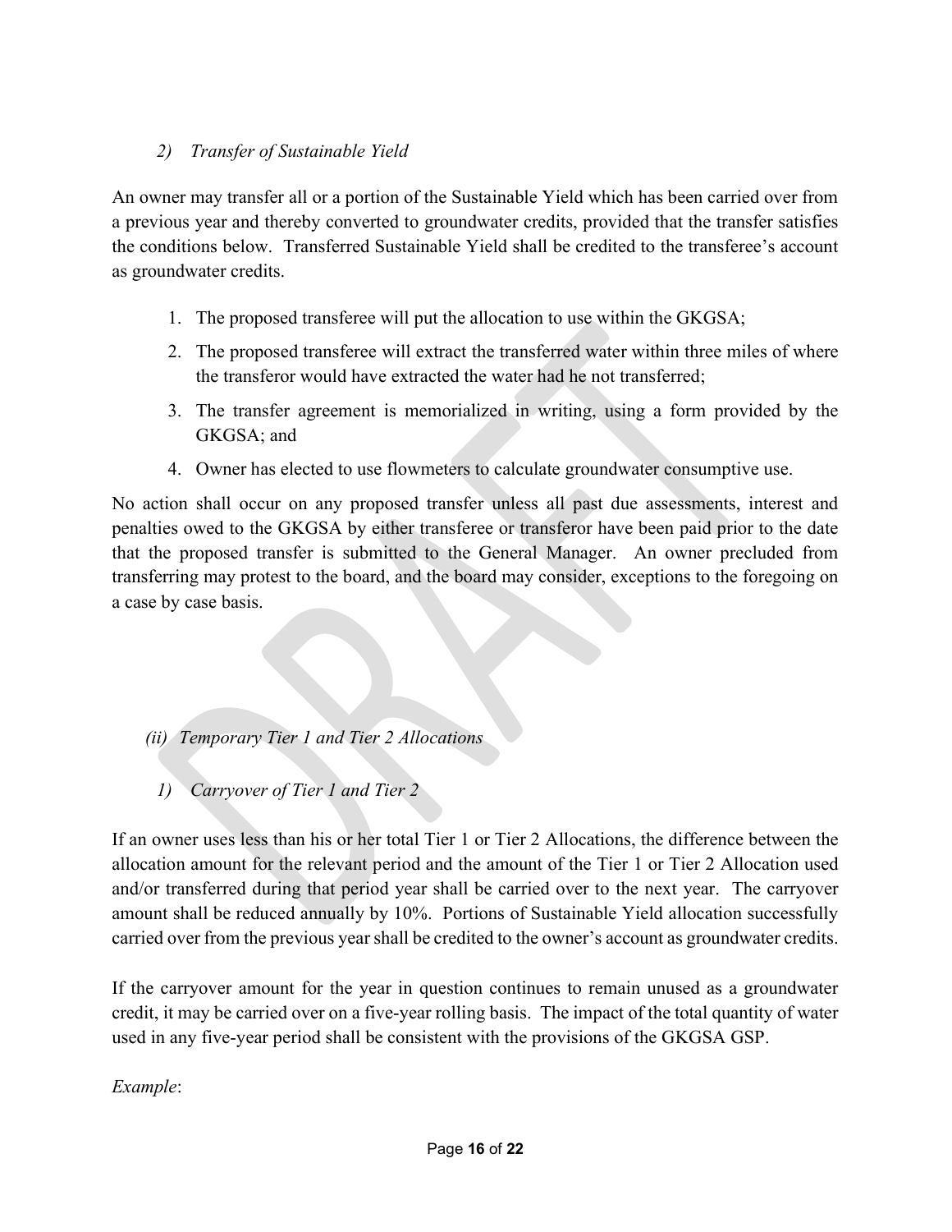*2) Transfer of Sustainable Yield*

An owner may transfer all or a portion of the Sustainable Yield which has been carried over from a previous year and thereby converted to groundwater credits, provided that the transfer satisfies the conditions below. Transferred Sustainable Yield shall be credited to the transferee's account as groundwater credits.

1. The proposed transferee will put the allocation to use within the GKGSA;
2. The proposed transferee will extract the transferred water within three miles of where the transferor would have extracted the water had he not transferred;
3. The transfer agreement is memorialized in writing, using a form provided by the GKGSA; and
4. Owner has elected to use flowmeters to calculate groundwater consumptive use.

No action shall occur on any proposed transfer unless all past due assessments, interest and penalties owed to the GKGSA by either transferee or transferor have been paid prior to the date that the proposed transfer is submitted to the General Manager. An owner precluded from transferring may protest to the board, and the board may consider, exceptions to the foregoing on a case by case basis.

*(ii) Temporary Tier 1 and Tier 2 Allocations*

*1) Carryover of Tier 1 and Tier 2*

If an owner uses less than his or her total Tier 1 or Tier 2 Allocations, the difference between the allocation amount for the relevant period and the amount of the Tier 1 or Tier 2 Allocation used and/or transferred during that period year shall be carried over to the next year. The carryover amount shall be reduced annually by 10%. Portions of Sustainable Yield allocation successfully carried over from the previous year shall be credited to the owner's account as groundwater credits.

If the carryover amount for the year in question continues to remain unused as a groundwater credit, it may be carried over on a five-year rolling basis. The impact of the total quantity of water used in any five-year period shall be consistent with the provisions of the GKGSA GSP.

*Example*: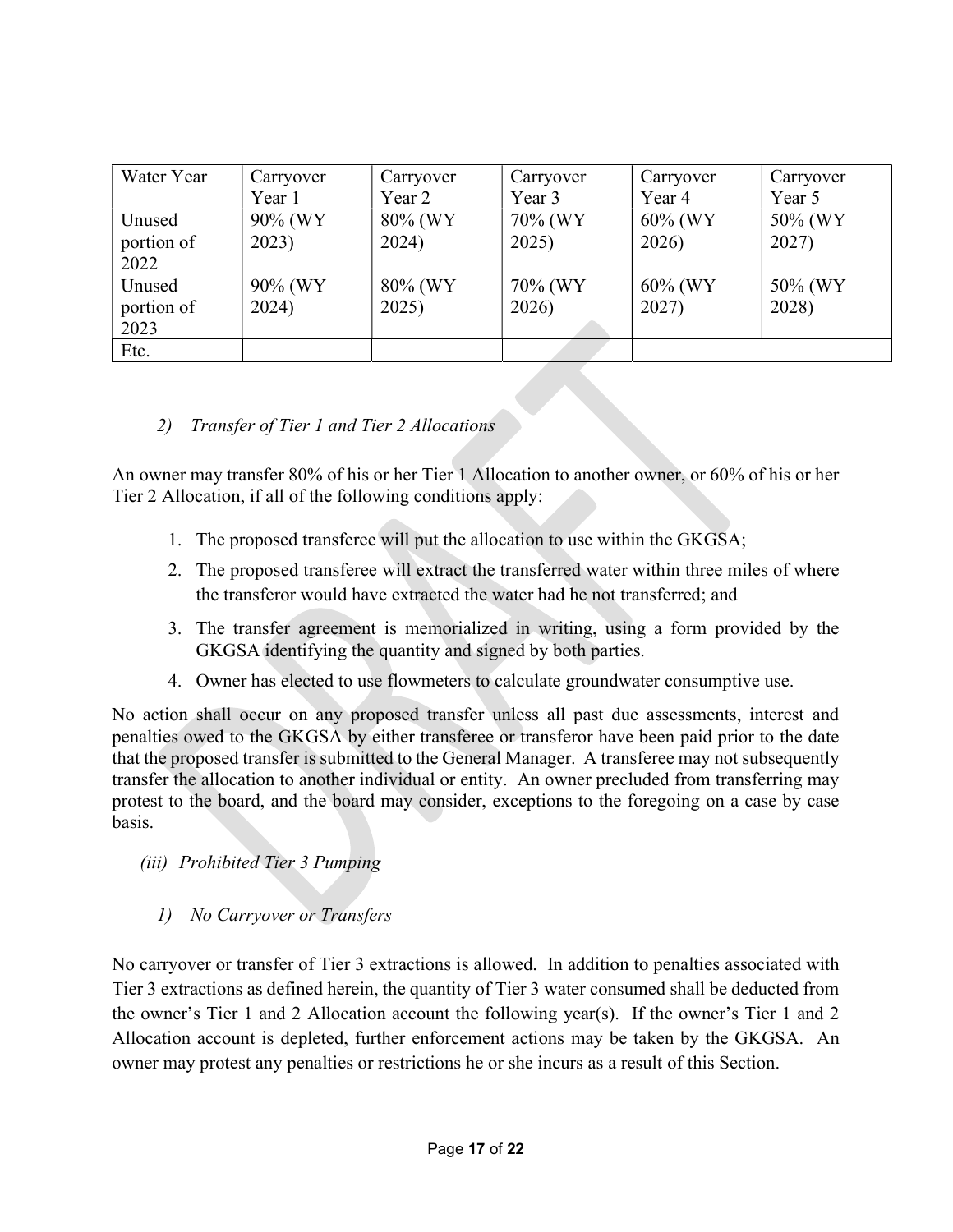| Water Year | Carryover Year 1 | Carryover Year 2 | Carryover Year 3 | Carryover Year 4 | Carryover Year 5 |
|---|---|---|---|---|---|
| Unused portion of 2022 | 90% (WY 2023) | 80% (WY 2024) | 70% (WY 2025) | 60% (WY 2026) | 50% (WY 2027) |
| Unused portion of 2023 | 90% (WY 2024) | 80% (WY 2025) | 70% (WY 2026) | 60% (WY 2027) | 50% (WY 2028) |
| Etc. | | | | | |

*2) Transfer of Tier 1 and Tier 2 Allocations*

An owner may transfer 80% of his or her Tier 1 Allocation to another owner, or 60% of his or her Tier 2 Allocation, if all of the following conditions apply:

1. The proposed transferee will put the allocation to use within the GKGSA;
2. The proposed transferee will extract the transferred water within three miles of where the transferor would have extracted the water had he not transferred; and
3. The transfer agreement is memorialized in writing, using a form provided by the GKGSA identifying the quantity and signed by both parties.
4. Owner has elected to use flowmeters to calculate groundwater consumptive use.

No action shall occur on any proposed transfer unless all past due assessments, interest and penalties owed to the GKGSA by either transferee or transferor have been paid prior to the date that the proposed transfer is submitted to the General Manager. A transferee may not subsequently transfer the allocation to another individual or entity. An owner precluded from transferring may protest to the board, and the board may consider, exceptions to the foregoing on a case by case basis.

*(iii) Prohibited Tier 3 Pumping*

*1) No Carryover or Transfers*

No carryover or transfer of Tier 3 extractions is allowed. In addition to penalties associated with Tier 3 extractions as defined herein, the quantity of Tier 3 water consumed shall be deducted from the owner's Tier 1 and 2 Allocation account the following year(s). If the owner's Tier 1 and 2 Allocation account is depleted, further enforcement actions may be taken by the GKGSA. An owner may protest any penalties or restrictions he or she incurs as a result of this Section.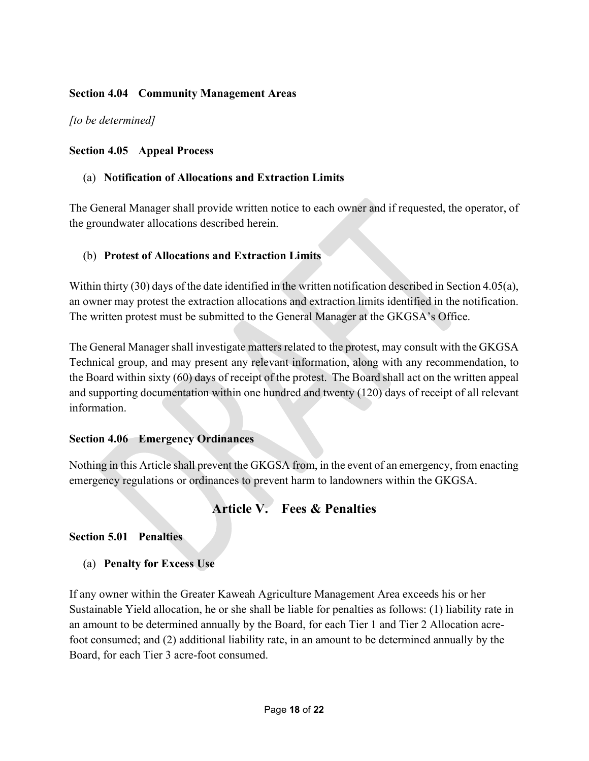### Section 4.04 Community Management Areas

*[to be determined]*

### Section 4.05 Appeal Process

#### (a) Notification of Allocations and Extraction Limits

The General Manager shall provide written notice to each owner and if requested, the operator, of the groundwater allocations described herein.

#### (b) Protest of Allocations and Extraction Limits

Within thirty (30) days of the date identified in the written notification described in Section 4.05(a), an owner may protest the extraction allocations and extraction limits identified in the notification. The written protest must be submitted to the General Manager at the GKGSA's Office.

The General Manager shall investigate matters related to the protest, may consult with the GKGSA Technical group, and may present any relevant information, along with any recommendation, to the Board within sixty (60) days of receipt of the protest. The Board shall act on the written appeal and supporting documentation within one hundred and twenty (120) days of receipt of all relevant information.

### Section 4.06 Emergency Ordinances

Nothing in this Article shall prevent the GKGSA from, in the event of an emergency, from enacting emergency regulations or ordinances to prevent harm to landowners within the GKGSA.

## Article V. Fees & Penalties

### Section 5.01 Penalties

#### (a) Penalty for Excess Use

If any owner within the Greater Kaweah Agriculture Management Area exceeds his or her Sustainable Yield allocation, he or she shall be liable for penalties as follows: (1) liability rate in an amount to be determined annually by the Board, for each Tier 1 and Tier 2 Allocation acre-foot consumed; and (2) additional liability rate, in an amount to be determined annually by the Board, for each Tier 3 acre-foot consumed.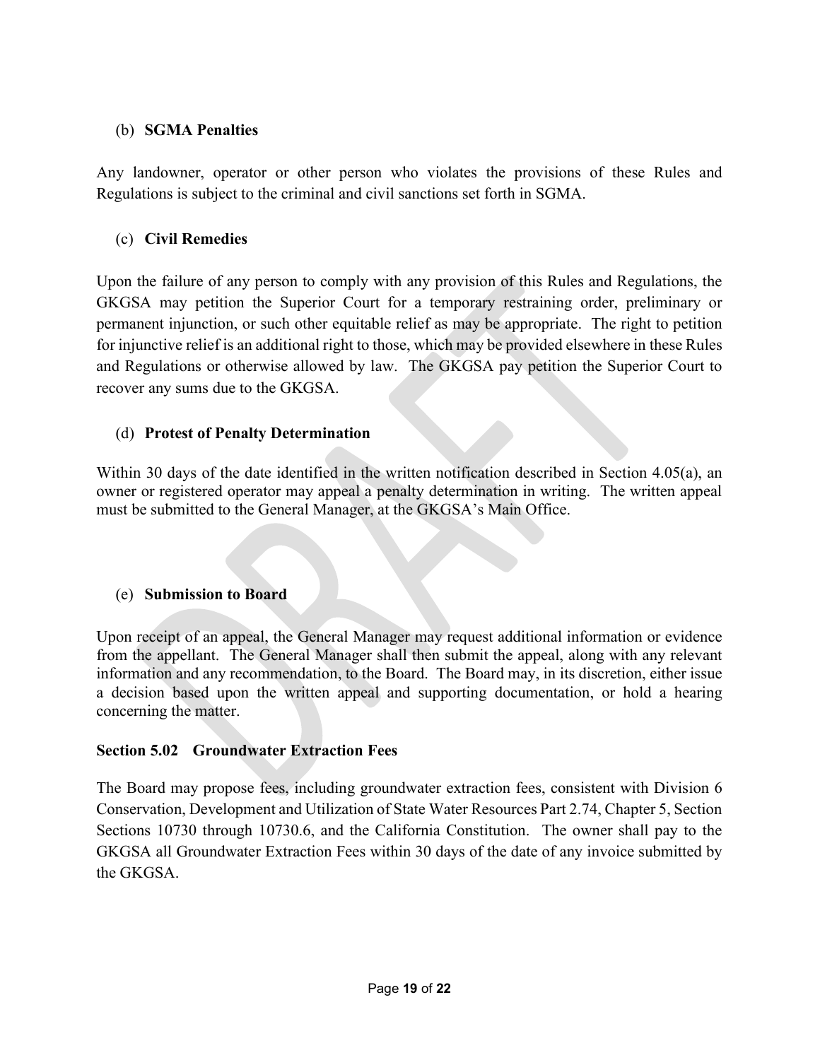(b) **SGMA Penalties**

Any landowner, operator or other person who violates the provisions of these Rules and Regulations is subject to the criminal and civil sanctions set forth in SGMA.

(c) **Civil Remedies**

Upon the failure of any person to comply with any provision of this Rules and Regulations, the GKGSA may petition the Superior Court for a temporary restraining order, preliminary or permanent injunction, or such other equitable relief as may be appropriate. The right to petition for injunctive relief is an additional right to those, which may be provided elsewhere in these Rules and Regulations or otherwise allowed by law. The GKGSA pay petition the Superior Court to recover any sums due to the GKGSA.

(d) **Protest of Penalty Determination**

Within 30 days of the date identified in the written notification described in Section 4.05(a), an owner or registered operator may appeal a penalty determination in writing. The written appeal must be submitted to the General Manager, at the GKGSA's Main Office.

(e) **Submission to Board**

Upon receipt of an appeal, the General Manager may request additional information or evidence from the appellant. The General Manager shall then submit the appeal, along with any relevant information and any recommendation, to the Board. The Board may, in its discretion, either issue a decision based upon the written appeal and supporting documentation, or hold a hearing concerning the matter.

**Section 5.02 Groundwater Extraction Fees**

The Board may propose fees, including groundwater extraction fees, consistent with Division 6 Conservation, Development and Utilization of State Water Resources Part 2.74, Chapter 5, Section Sections 10730 through 10730.6, and the California Constitution. The owner shall pay to the GKGSA all Groundwater Extraction Fees within 30 days of the date of any invoice submitted by the GKGSA.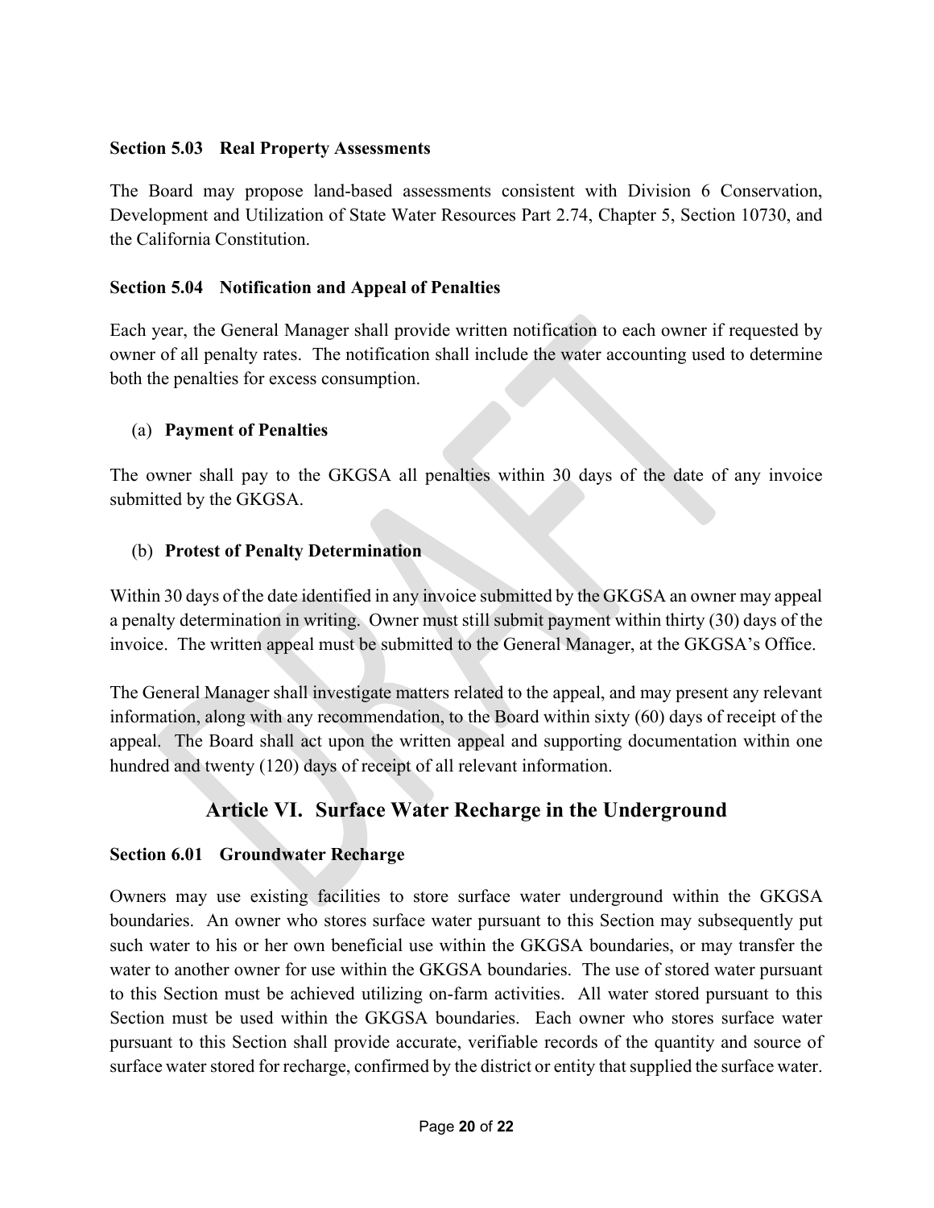### Section 5.03 Real Property Assessments

The Board may propose land-based assessments consistent with Division 6 Conservation, Development and Utilization of State Water Resources Part 2.74, Chapter 5, Section 10730, and the California Constitution.

### Section 5.04 Notification and Appeal of Penalties

Each year, the General Manager shall provide written notification to each owner if requested by owner of all penalty rates. The notification shall include the water accounting used to determine both the penalties for excess consumption.

(a) **Payment of Penalties**

The owner shall pay to the GKGSA all penalties within 30 days of the date of any invoice submitted by the GKGSA.

(b) **Protest of Penalty Determination**

Within 30 days of the date identified in any invoice submitted by the GKGSA an owner may appeal a penalty determination in writing. Owner must still submit payment within thirty (30) days of the invoice. The written appeal must be submitted to the General Manager, at the GKGSA's Office.

The General Manager shall investigate matters related to the appeal, and may present any relevant information, along with any recommendation, to the Board within sixty (60) days of receipt of the appeal. The Board shall act upon the written appeal and supporting documentation within one hundred and twenty (120) days of receipt of all relevant information.

## Article VI. Surface Water Recharge in the Underground

### Section 6.01 Groundwater Recharge

Owners may use existing facilities to store surface water underground within the GKGSA boundaries. An owner who stores surface water pursuant to this Section may subsequently put such water to his or her own beneficial use within the GKGSA boundaries, or may transfer the water to another owner for use within the GKGSA boundaries. The use of stored water pursuant to this Section must be achieved utilizing on-farm activities. All water stored pursuant to this Section must be used within the GKGSA boundaries. Each owner who stores surface water pursuant to this Section shall provide accurate, verifiable records of the quantity and source of surface water stored for recharge, confirmed by the district or entity that supplied the surface water.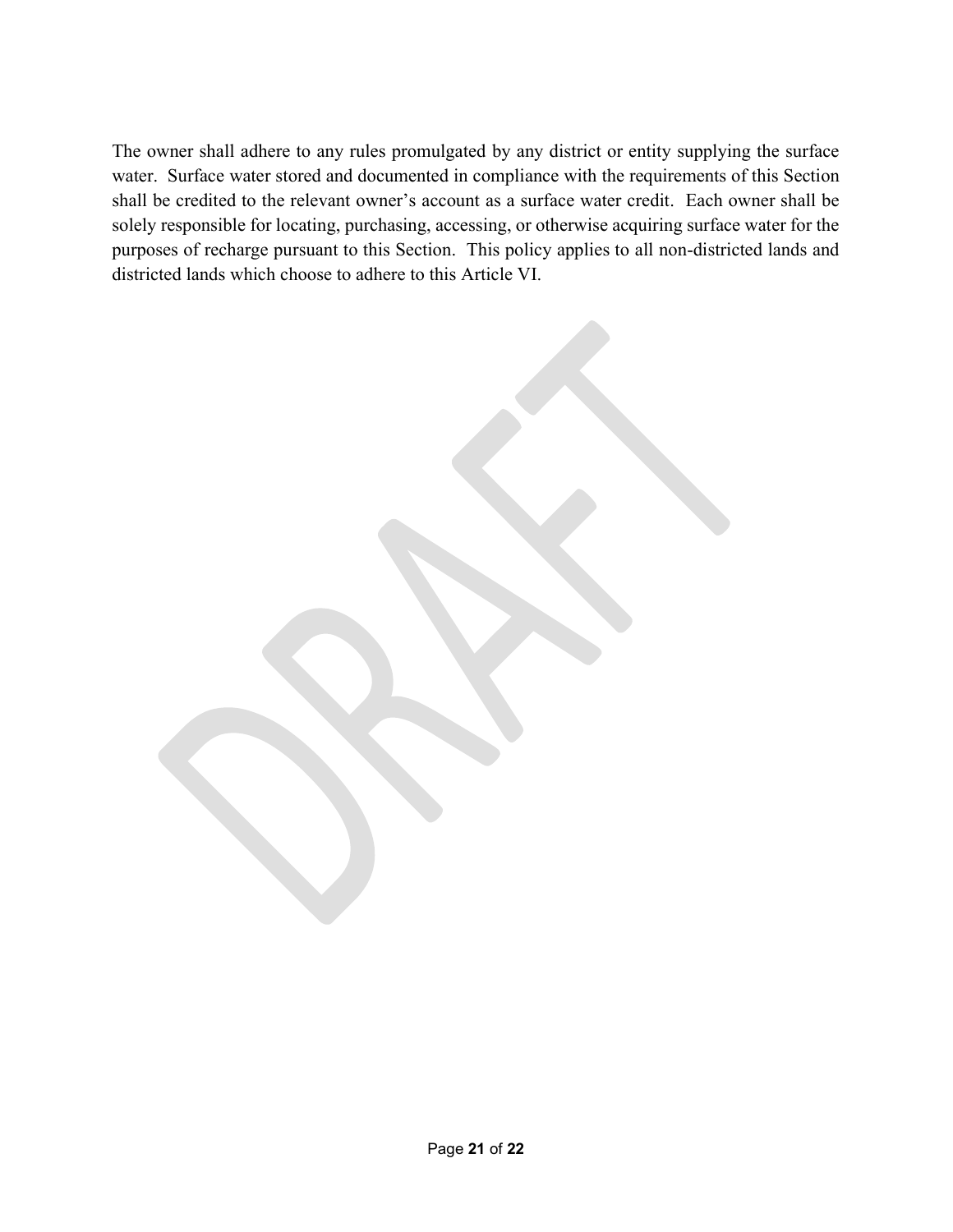The owner shall adhere to any rules promulgated by any district or entity supplying the surface water. Surface water stored and documented in compliance with the requirements of this Section shall be credited to the relevant owner's account as a surface water credit. Each owner shall be solely responsible for locating, purchasing, accessing, or otherwise acquiring surface water for the purposes of recharge pursuant to this Section. This policy applies to all non-districted lands and districted lands which choose to adhere to this Article VI.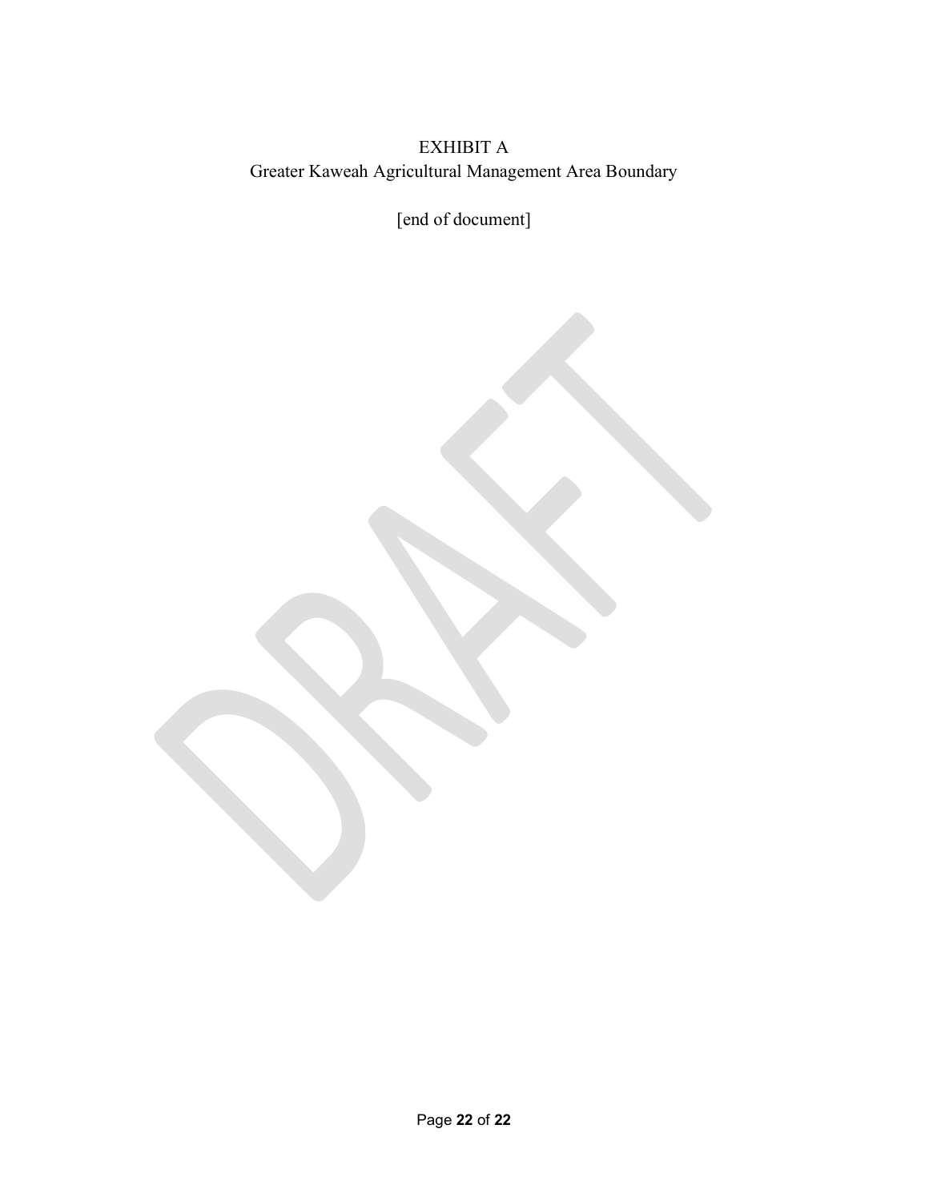EXHIBIT A

Greater Kaweah Agricultural Management Area Boundary

[end of document]